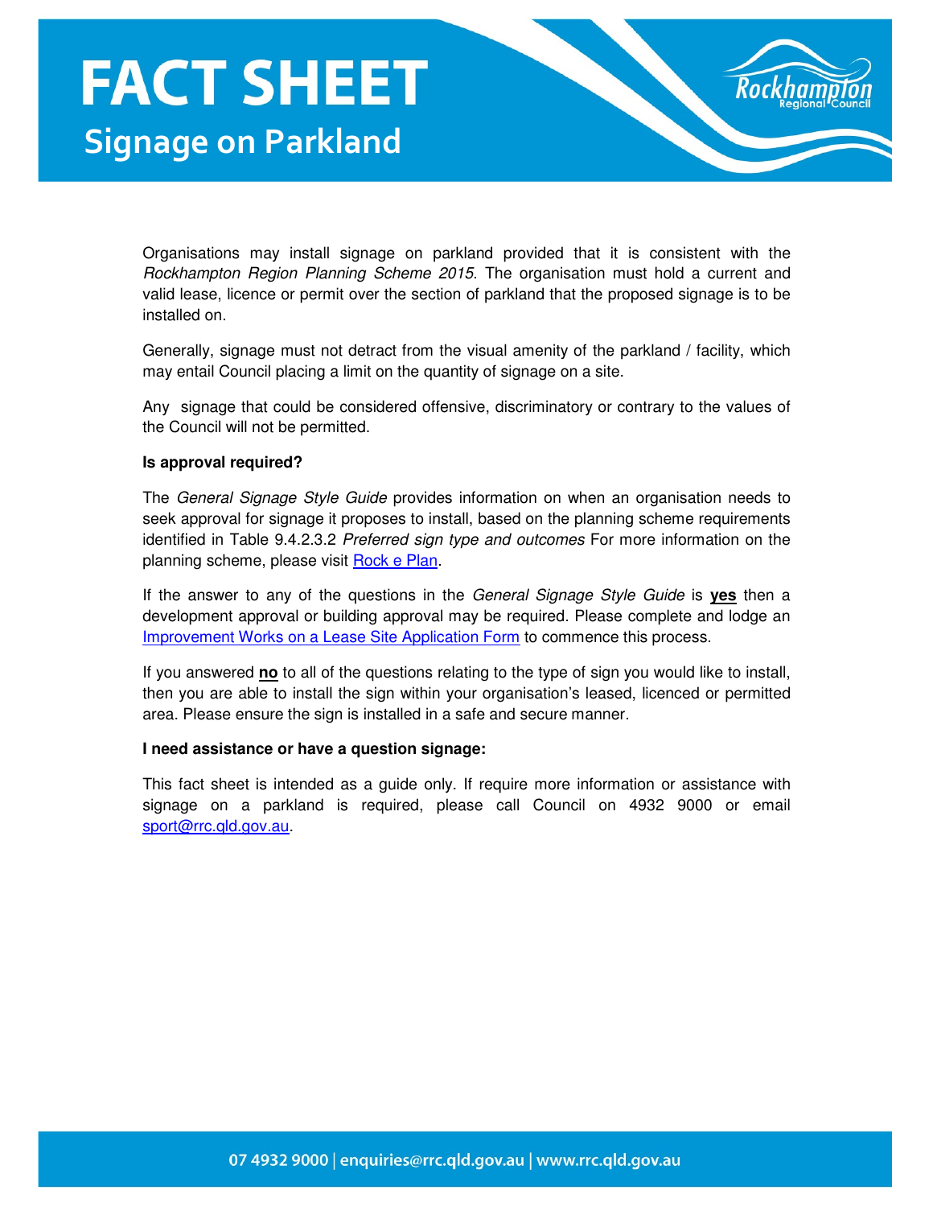# FACT SHEET

## Signage on Parkland

Organisations may install signage on parkland provided that it is consistent with the *Rockhampton Region Planning Scheme 2015*. The organisation must hold a current and valid lease, licence or permit over the section of parkland that the proposed signage is to be installed on.

Generally, signage must not detract from the visual amenity of the parkland / facility, which may entail Council placing a limit on the quantity of signage on a site.

Any signage that could be considered offensive, discriminatory or contrary to the values of the Council will not be permitted.

**Is approval required?**

The *General Signage Style Guide* provides information on when an organisation needs to seek approval for signage it proposes to install, based on the planning scheme requirements identified in Table 9.4.2.3.2 *Preferred sign type and outcomes* For more information on the planning scheme, please visit Rock e Plan.

If the answer to any of the questions in the *General Signage Style Guide* is **yes** then a development approval or building approval may be required. Please complete and lodge an Improvement Works on a Lease Site Application Form to commence this process.

If you answered **no** to all of the questions relating to the type of sign you would like to install, then you are able to install the sign within your organisation's leased, licenced or permitted area. Please ensure the sign is installed in a safe and secure manner.

**I need assistance or have a question signage:**

This fact sheet is intended as a guide only. If require more information or assistance with signage on a parkland is required, please call Council on 4932 9000 or email sport@rrc.qld.gov.au.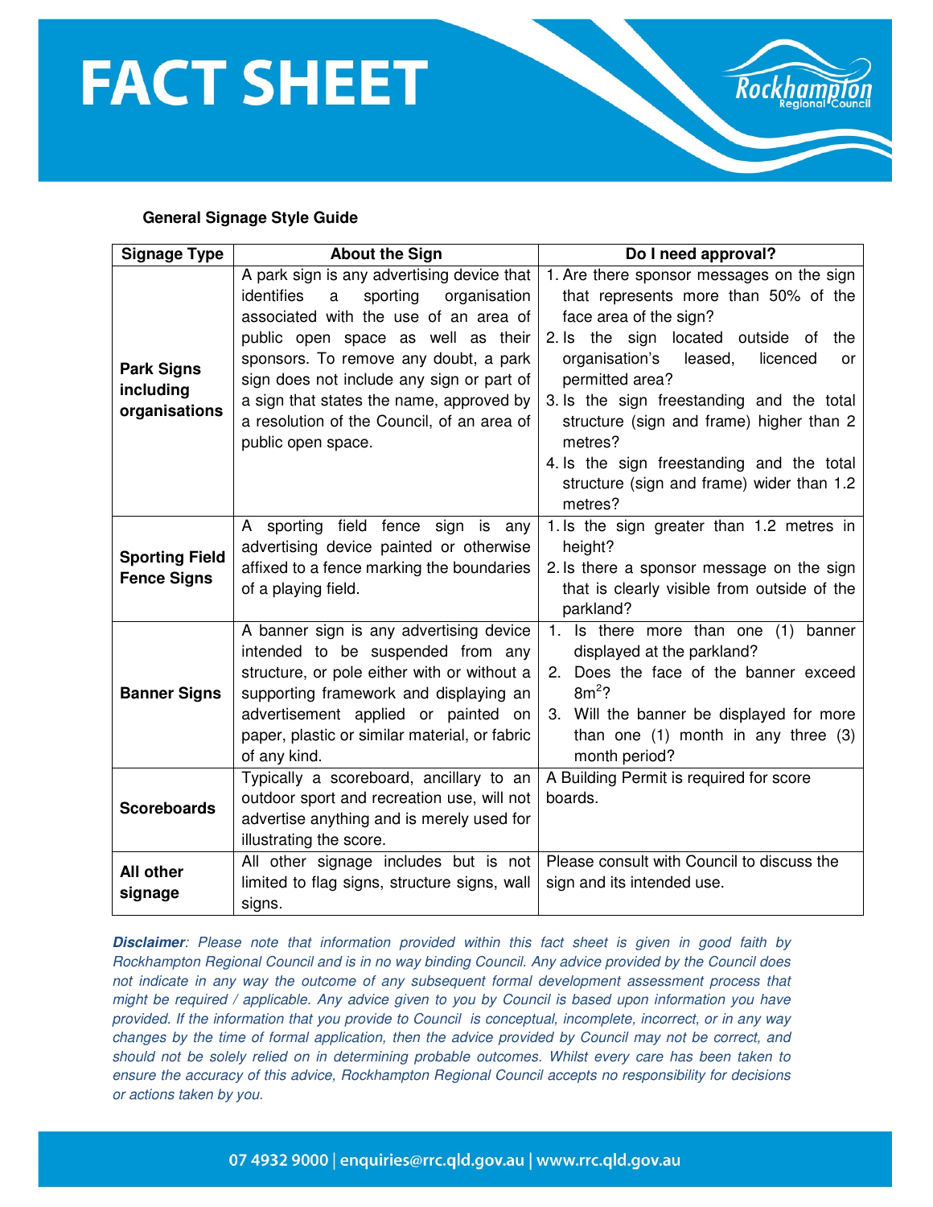# FACT SHEET

**General Signage Style Guide**

| Signage Type | About the Sign | Do I need approval? |
|---|---|---|
| **Park Signs including organisations** | A park sign is any advertising device that identifies a sporting organisation associated with the use of an area of public open space as well as their sponsors. To remove any doubt, a park sign does not include any sign or part of a sign that states the name, approved by a resolution of the Council, of an area of public open space. | 1. Are there sponsor messages on the sign that represents more than 50% of the face area of the sign?<br>2. Is the sign located outside of the organisation's leased, licenced or permitted area?<br>3. Is the sign freestanding and the total structure (sign and frame) higher than 2 metres?<br>4. Is the sign freestanding and the total structure (sign and frame) wider than 1.2 metres? |
| **Sporting Field Fence Signs** | A sporting field fence sign is any advertising device painted or otherwise affixed to a fence marking the boundaries of a playing field. | 1. Is the sign greater than 1.2 metres in height?<br>2. Is there a sponsor message on the sign that is clearly visible from outside of the parkland? |
| **Banner Signs** | A banner sign is any advertising device intended to be suspended from any structure, or pole either with or without a supporting framework and displaying an advertisement applied or painted on paper, plastic or similar material, or fabric of any kind. | 1. Is there more than one (1) banner displayed at the parkland?<br>2. Does the face of the banner exceed $8m^2$?<br>3. Will the banner be displayed for more than one (1) month in any three (3) month period? |
| **Scoreboards** | Typically a scoreboard, ancillary to an outdoor sport and recreation use, will not advertise anything and is merely used for illustrating the score. | A Building Permit is required for score boards. |
| **All other signage** | All other signage includes but is not limited to flag signs, structure signs, wall signs. | Please consult with Council to discuss the sign and its intended use. |

***Disclaimer**: Please note that information provided within this fact sheet is given in good faith by Rockhampton Regional Council and is in no way binding Council. Any advice provided by the Council does not indicate in any way the outcome of any subsequent formal development assessment process that might be required / applicable. Any advice given to you by Council is based upon information you have provided. If the information that you provide to Council is conceptual, incomplete, incorrect, or in any way changes by the time of formal application, then the advice provided by Council may not be correct, and should not be solely relied on in determining probable outcomes. Whilst every care has been taken to ensure the accuracy of this advice, Rockhampton Regional Council accepts no responsibility for decisions or actions taken by you.*

07 4932 9000 | enquiries@rrc.qld.gov.au | www.rrc.qld.gov.au